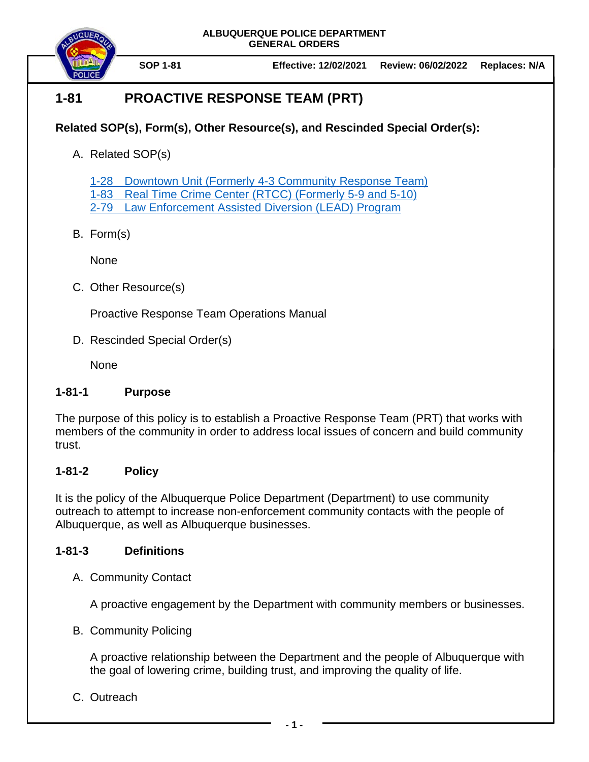ALBUQUERQUE POLICE DEPARTMENT
GENERAL ORDERS

| SOP 1-81 | Effective: 12/02/2021 | Review: 06/02/2022 | Replaces: N/A |
|---|---|---|---|

# 1-81 PROACTIVE RESPONSE TEAM (PRT)

**Related SOP(s), Form(s), Other Resource(s), and Rescinded Special Order(s):**

A. Related SOP(s)

   1-28 Downtown Unit (Formerly 4-3 Community Response Team)
   1-83 Real Time Crime Center (RTCC) (Formerly 5-9 and 5-10)
   2-79 Law Enforcement Assisted Diversion (LEAD) Program

B. Form(s)

   None

C. Other Resource(s)

   Proactive Response Team Operations Manual

D. Rescinded Special Order(s)

   None

## 1-81-1 Purpose

The purpose of this policy is to establish a Proactive Response Team (PRT) that works with members of the community in order to address local issues of concern and build community trust.

## 1-81-2 Policy

It is the policy of the Albuquerque Police Department (Department) to use community outreach to attempt to increase non-enforcement community contacts with the people of Albuquerque, as well as Albuquerque businesses.

## 1-81-3 Definitions

A. Community Contact

   A proactive engagement by the Department with community members or businesses.

B. Community Policing

   A proactive relationship between the Department and the people of Albuquerque with the goal of lowering crime, building trust, and improving the quality of life.

C. Outreach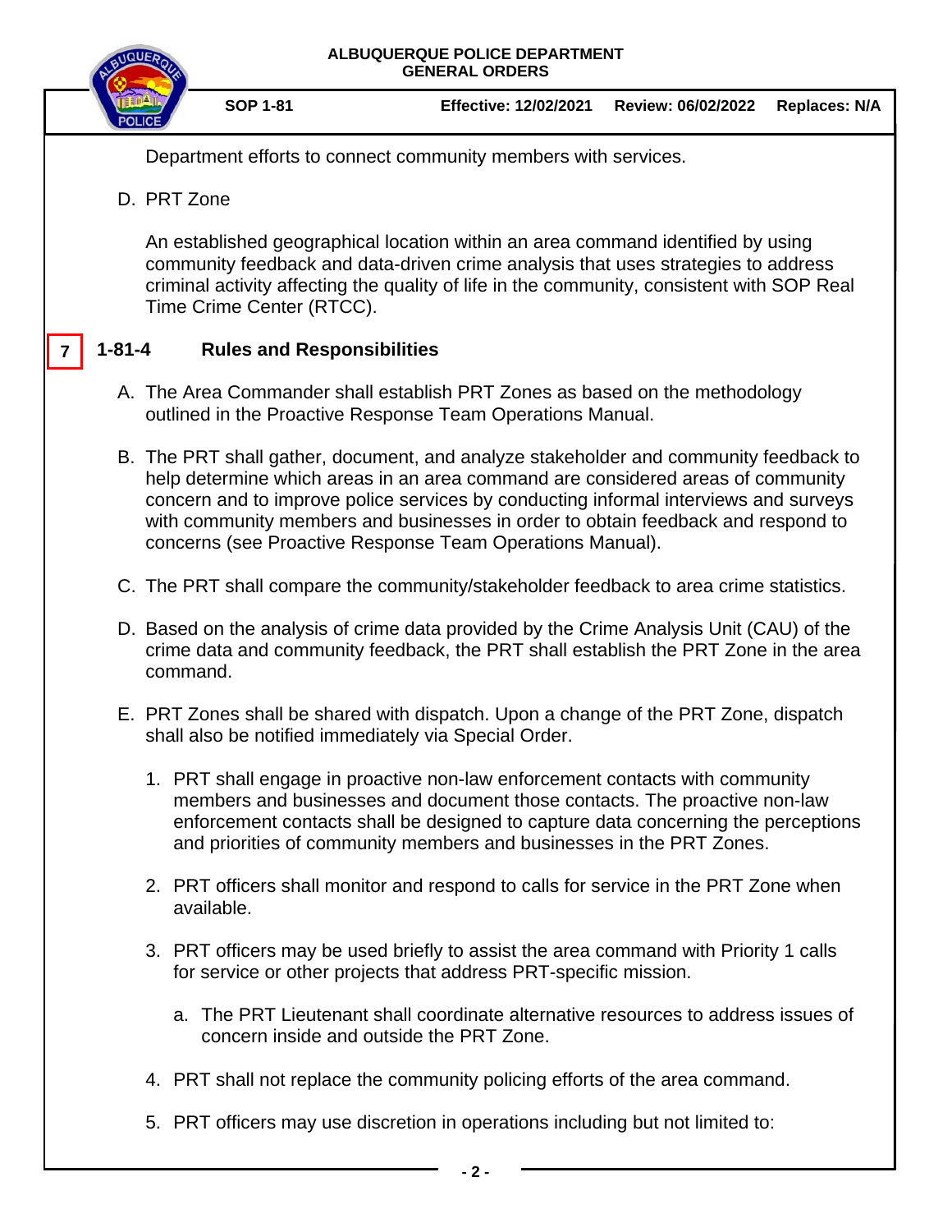Department efforts to connect community members with services.

D. PRT Zone

An established geographical location within an area command identified by using community feedback and data-driven crime analysis that uses strategies to address criminal activity affecting the quality of life in the community, consistent with SOP Real Time Crime Center (RTCC).

## 7 1-81-4 Rules and Responsibilities

A. The Area Commander shall establish PRT Zones as based on the methodology outlined in the Proactive Response Team Operations Manual.

B. The PRT shall gather, document, and analyze stakeholder and community feedback to help determine which areas in an area command are considered areas of community concern and to improve police services by conducting informal interviews and surveys with community members and businesses in order to obtain feedback and respond to concerns (see Proactive Response Team Operations Manual).

C. The PRT shall compare the community/stakeholder feedback to area crime statistics.

D. Based on the analysis of crime data provided by the Crime Analysis Unit (CAU) of the crime data and community feedback, the PRT shall establish the PRT Zone in the area command.

E. PRT Zones shall be shared with dispatch. Upon a change of the PRT Zone, dispatch shall also be notified immediately via Special Order.

1. PRT shall engage in proactive non-law enforcement contacts with community members and businesses and document those contacts. The proactive non-law enforcement contacts shall be designed to capture data concerning the perceptions and priorities of community members and businesses in the PRT Zones.

2. PRT officers shall monitor and respond to calls for service in the PRT Zone when available.

3. PRT officers may be used briefly to assist the area command with Priority 1 calls for service or other projects that address PRT-specific mission.

   a. The PRT Lieutenant shall coordinate alternative resources to address issues of concern inside and outside the PRT Zone.

4. PRT shall not replace the community policing efforts of the area command.

5. PRT officers may use discretion in operations including but not limited to: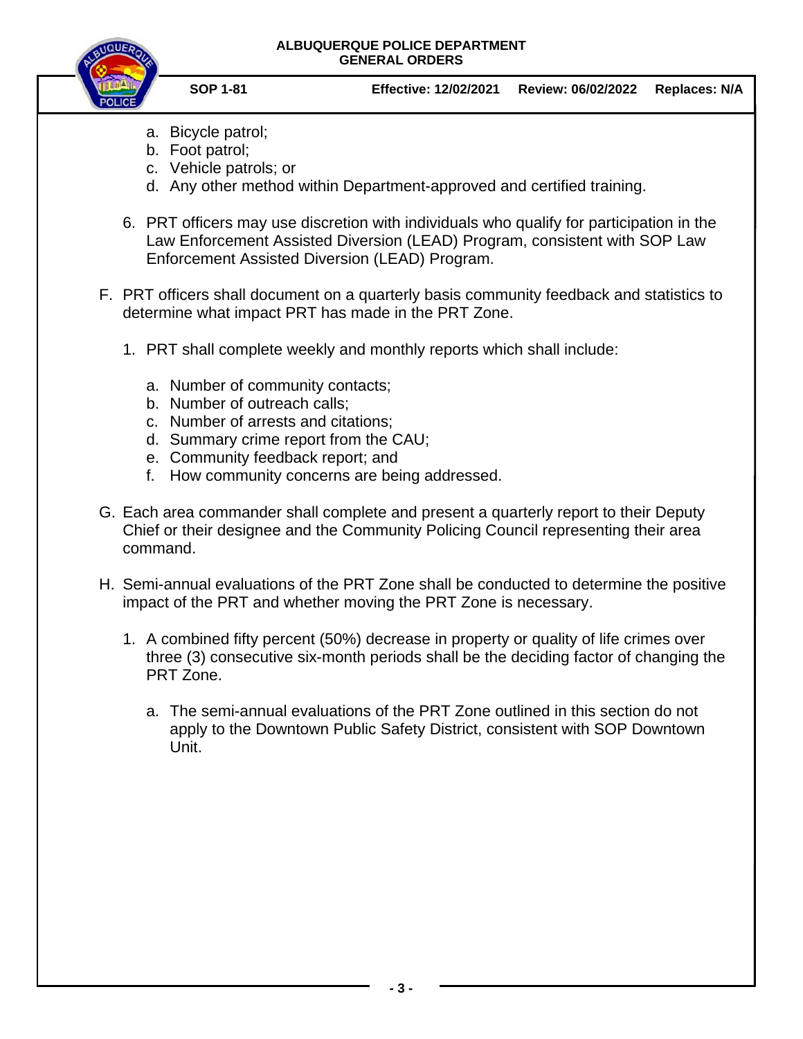a. Bicycle patrol;
b. Foot patrol;
c. Vehicle patrols; or
d. Any other method within Department-approved and certified training.

6. PRT officers may use discretion with individuals who qualify for participation in the Law Enforcement Assisted Diversion (LEAD) Program, consistent with SOP Law Enforcement Assisted Diversion (LEAD) Program.

F. PRT officers shall document on a quarterly basis community feedback and statistics to determine what impact PRT has made in the PRT Zone.

   1. PRT shall complete weekly and monthly reports which shall include:

      a. Number of community contacts;
      b. Number of outreach calls;
      c. Number of arrests and citations;
      d. Summary crime report from the CAU;
      e. Community feedback report; and
      f. How community concerns are being addressed.

G. Each area commander shall complete and present a quarterly report to their Deputy Chief or their designee and the Community Policing Council representing their area command.

H. Semi-annual evaluations of the PRT Zone shall be conducted to determine the positive impact of the PRT and whether moving the PRT Zone is necessary.

   1. A combined fifty percent (50%) decrease in property or quality of life crimes over three (3) consecutive six-month periods shall be the deciding factor of changing the PRT Zone.

      a. The semi-annual evaluations of the PRT Zone outlined in this section do not apply to the Downtown Public Safety District, consistent with SOP Downtown Unit.